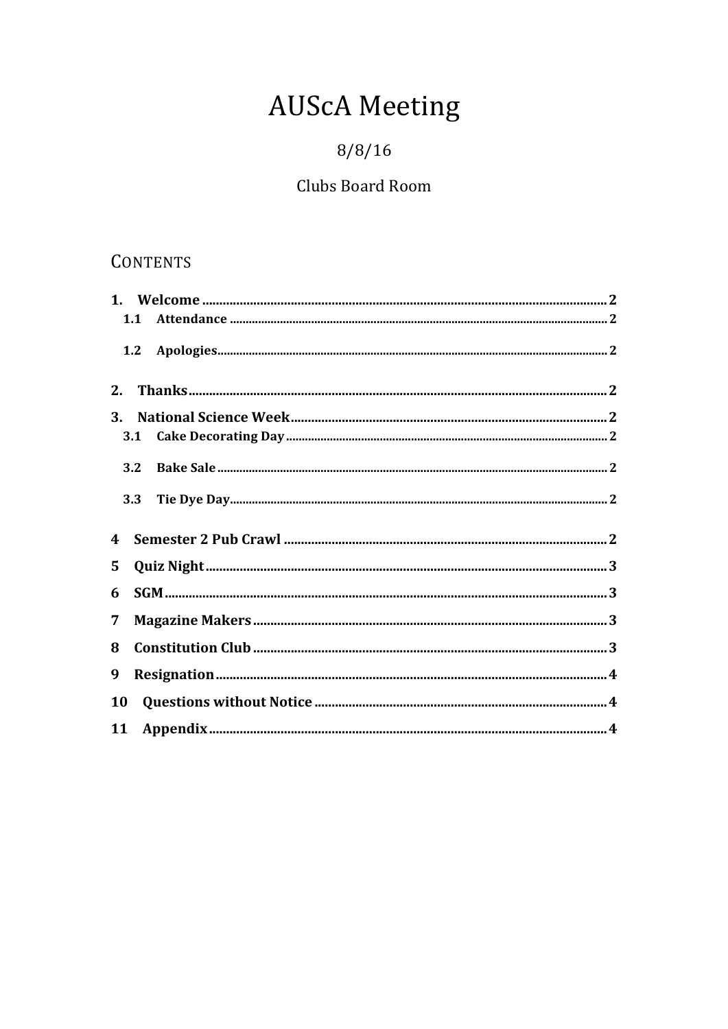# AUScA Meeting

8/8/16

Clubs Board Room

## CONTENTS

1. **Welcome** ........................................ 2
   - 1.1 **Attendance** ........................................ 2
   - 1.2 **Apologies** ........................................ 2
2. **Thanks** ........................................ 2
3. **National Science Week** ........................................ 2
   - 3.1 **Cake Decorating Day** ........................................ 2
   - 3.2 **Bake Sale** ........................................ 2
   - 3.3 **Tie Dye Day** ........................................ 2
4. **Semester 2 Pub Crawl** ........................................ 2
5. **Quiz Night** ........................................ 3
6. **SGM** ........................................ 3
7. **Magazine Makers** ........................................ 3
8. **Constitution Club** ........................................ 3
9. **Resignation** ........................................ 4
10. **Questions without Notice** ........................................ 4
11. **Appendix** ........................................ 4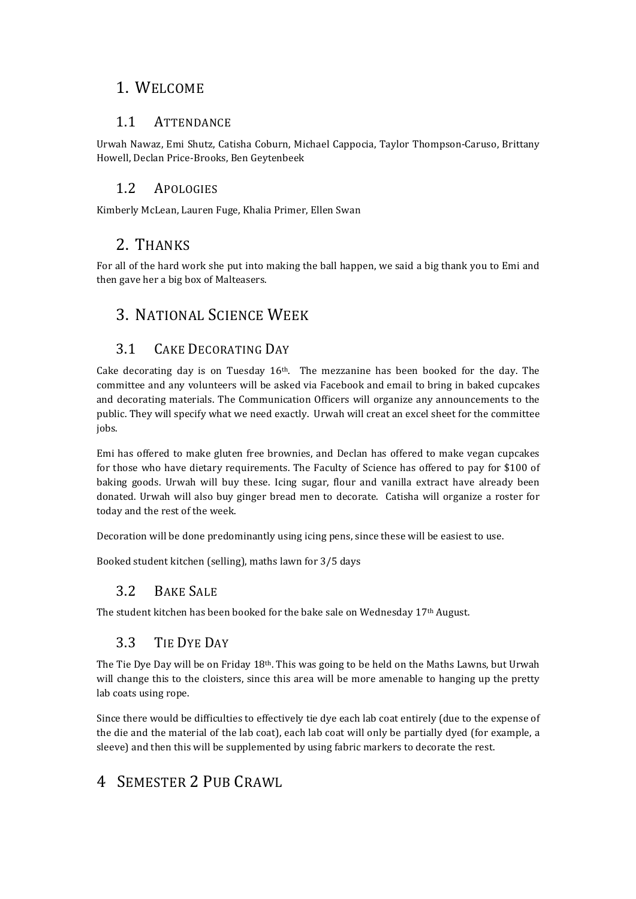# 1. Welcome

## 1.1 Attendance

Urwah Nawaz, Emi Shutz, Catisha Coburn, Michael Cappocia, Taylor Thompson-Caruso, Brittany Howell, Declan Price-Brooks, Ben Geytenbeek

## 1.2 Apologies

Kimberly McLean, Lauren Fuge, Khalia Primer, Ellen Swan

# 2. Thanks

For all of the hard work she put into making the ball happen, we said a big thank you to Emi and then gave her a big box of Malteasers.

# 3. National Science Week

## 3.1 Cake Decorating Day

Cake decorating day is on Tuesday 16th. The mezzanine has been booked for the day. The committee and any volunteers will be asked via Facebook and email to bring in baked cupcakes and decorating materials. The Communication Officers will organize any announcements to the public. They will specify what we need exactly. Urwah will creat an excel sheet for the committee jobs.

Emi has offered to make gluten free brownies, and Declan has offered to make vegan cupcakes for those who have dietary requirements. The Faculty of Science has offered to pay for $100 of baking goods. Urwah will buy these. Icing sugar, flour and vanilla extract have already been donated. Urwah will also buy ginger bread men to decorate. Catisha will organize a roster for today and the rest of the week.

Decoration will be done predominantly using icing pens, since these will be easiest to use.

Booked student kitchen (selling), maths lawn for 3/5 days

## 3.2 Bake Sale

The student kitchen has been booked for the bake sale on Wednesday 17th August.

## 3.3 Tie Dye Day

The Tie Dye Day will be on Friday 18th. This was going to be held on the Maths Lawns, but Urwah will change this to the cloisters, since this area will be more amenable to hanging up the pretty lab coats using rope.

Since there would be difficulties to effectively tie dye each lab coat entirely (due to the expense of the die and the material of the lab coat), each lab coat will only be partially dyed (for example, a sleeve) and then this will be supplemented by using fabric markers to decorate the rest.

# 4 Semester 2 Pub Crawl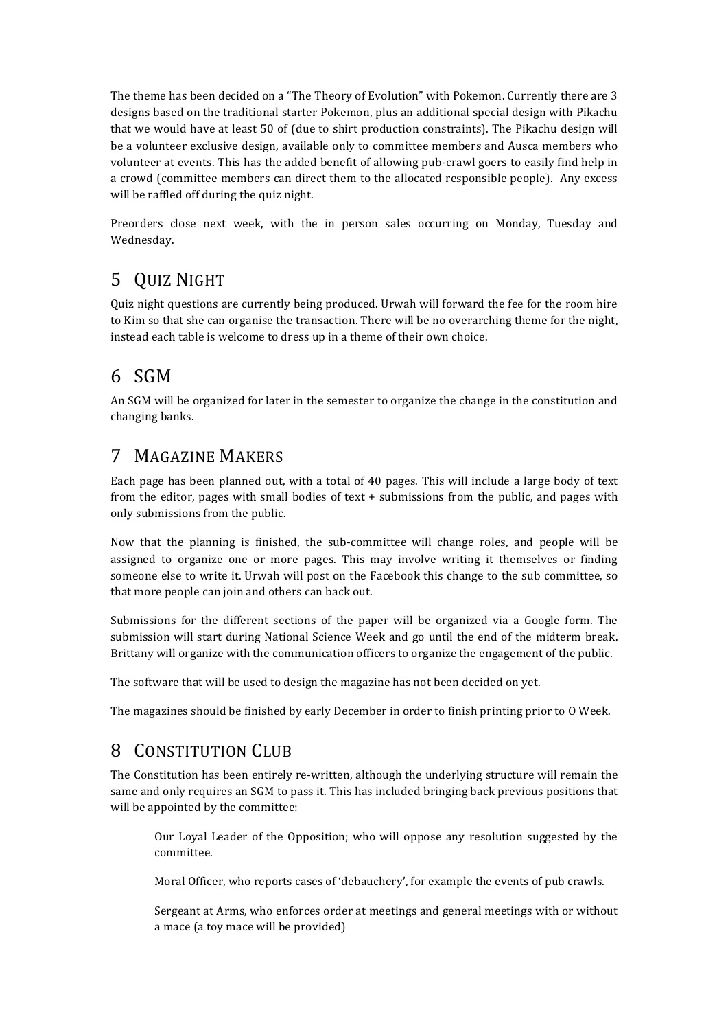The theme has been decided on a "The Theory of Evolution" with Pokemon. Currently there are 3 designs based on the traditional starter Pokemon, plus an additional special design with Pikachu that we would have at least 50 of (due to shirt production constraints). The Pikachu design will be a volunteer exclusive design, available only to committee members and Ausca members who volunteer at events. This has the added benefit of allowing pub-crawl goers to easily find help in a crowd (committee members can direct them to the allocated responsible people). Any excess will be raffled off during the quiz night.

Preorders close next week, with the in person sales occurring on Monday, Tuesday and Wednesday.

# 5 Quiz Night

Quiz night questions are currently being produced. Urwah will forward the fee for the room hire to Kim so that she can organise the transaction. There will be no overarching theme for the night, instead each table is welcome to dress up in a theme of their own choice.

# 6 SGM

An SGM will be organized for later in the semester to organize the change in the constitution and changing banks.

# 7 Magazine Makers

Each page has been planned out, with a total of 40 pages. This will include a large body of text from the editor, pages with small bodies of text + submissions from the public, and pages with only submissions from the public.

Now that the planning is finished, the sub-committee will change roles, and people will be assigned to organize one or more pages. This may involve writing it themselves or finding someone else to write it. Urwah will post on the Facebook this change to the sub committee, so that more people can join and others can back out.

Submissions for the different sections of the paper will be organized via a Google form. The submission will start during National Science Week and go until the end of the midterm break. Brittany will organize with the communication officers to organize the engagement of the public.

The software that will be used to design the magazine has not been decided on yet.

The magazines should be finished by early December in order to finish printing prior to O Week.

# 8 Constitution Club

The Constitution has been entirely re-written, although the underlying structure will remain the same and only requires an SGM to pass it. This has included bringing back previous positions that will be appointed by the committee:

> Our Loyal Leader of the Opposition; who will oppose any resolution suggested by the committee.
>
> Moral Officer, who reports cases of 'debauchery', for example the events of pub crawls.
>
> Sergeant at Arms, who enforces order at meetings and general meetings with or without a mace (a toy mace will be provided)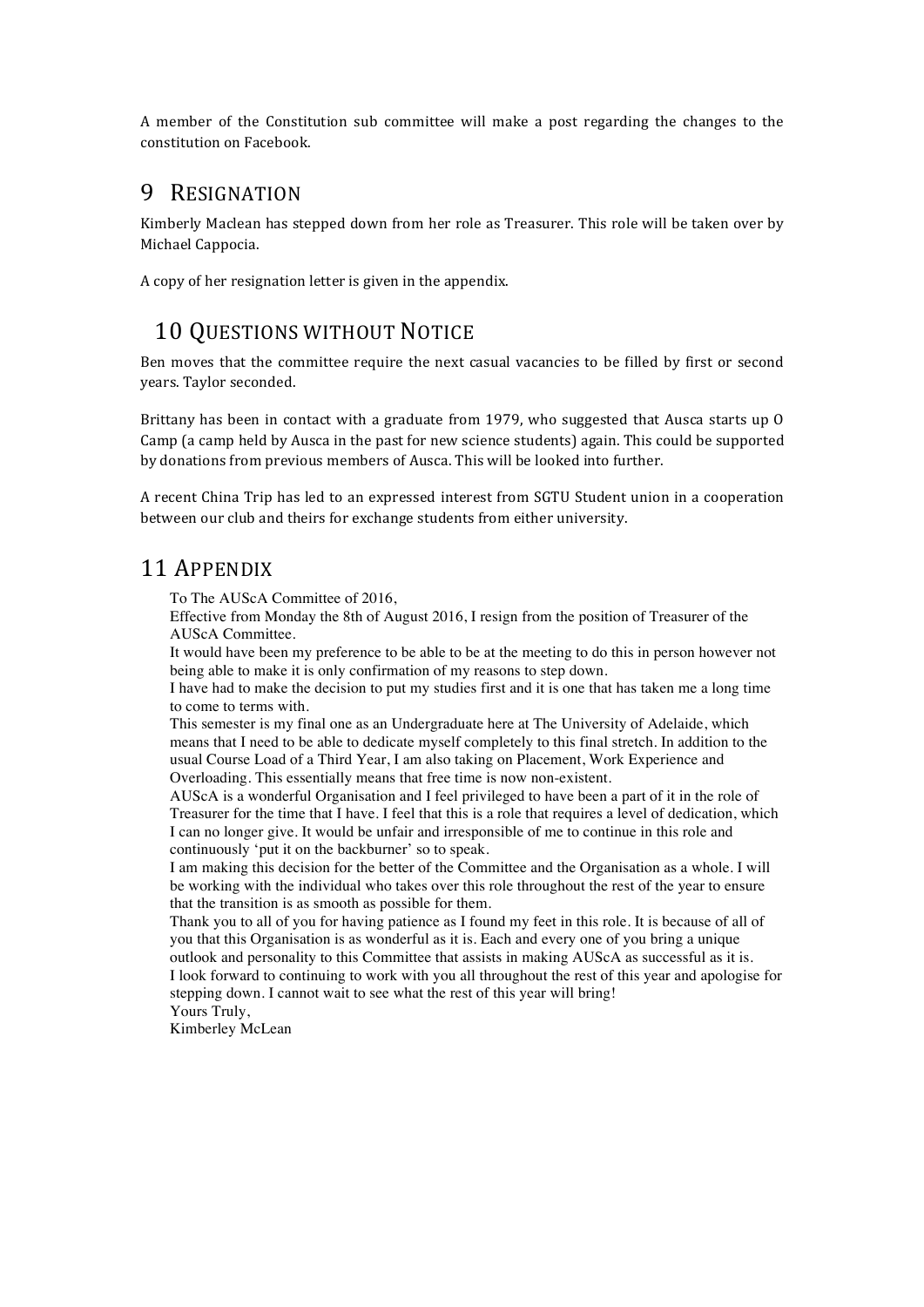A member of the Constitution sub committee will make a post regarding the changes to the constitution on Facebook.

# 9 Resignation

Kimberly Maclean has stepped down from her role as Treasurer. This role will be taken over by Michael Cappocia.

A copy of her resignation letter is given in the appendix.

# 10 Questions without Notice

Ben moves that the committee require the next casual vacancies to be filled by first or second years. Taylor seconded.

Brittany has been in contact with a graduate from 1979, who suggested that Ausca starts up O Camp (a camp held by Ausca in the past for new science students) again. This could be supported by donations from previous members of Ausca. This will be looked into further.

A recent China Trip has led to an expressed interest from SGTU Student union in a cooperation between our club and theirs for exchange students from either university.

# 11 Appendix

To The AUScA Committee of 2016,

Effective from Monday the 8th of August 2016, I resign from the position of Treasurer of the AUScA Committee.

It would have been my preference to be able to be at the meeting to do this in person however not being able to make it is only confirmation of my reasons to step down.

I have had to make the decision to put my studies first and it is one that has taken me a long time to come to terms with.

This semester is my final one as an Undergraduate here at The University of Adelaide, which means that I need to be able to dedicate myself completely to this final stretch. In addition to the usual Course Load of a Third Year, I am also taking on Placement, Work Experience and Overloading. This essentially means that free time is now non-existent.

AUScA is a wonderful Organisation and I feel privileged to have been a part of it in the role of Treasurer for the time that I have. I feel that this is a role that requires a level of dedication, which I can no longer give. It would be unfair and irresponsible of me to continue in this role and continuously 'put it on the backburner' so to speak.

I am making this decision for the better of the Committee and the Organisation as a whole. I will be working with the individual who takes over this role throughout the rest of the year to ensure that the transition is as smooth as possible for them.

Thank you to all of you for having patience as I found my feet in this role. It is because of all of you that this Organisation is as wonderful as it is. Each and every one of you bring a unique outlook and personality to this Committee that assists in making AUScA as successful as it is.

I look forward to continuing to work with you all throughout the rest of this year and apologise for stepping down. I cannot wait to see what the rest of this year will bring!

Yours Truly,

Kimberley McLean